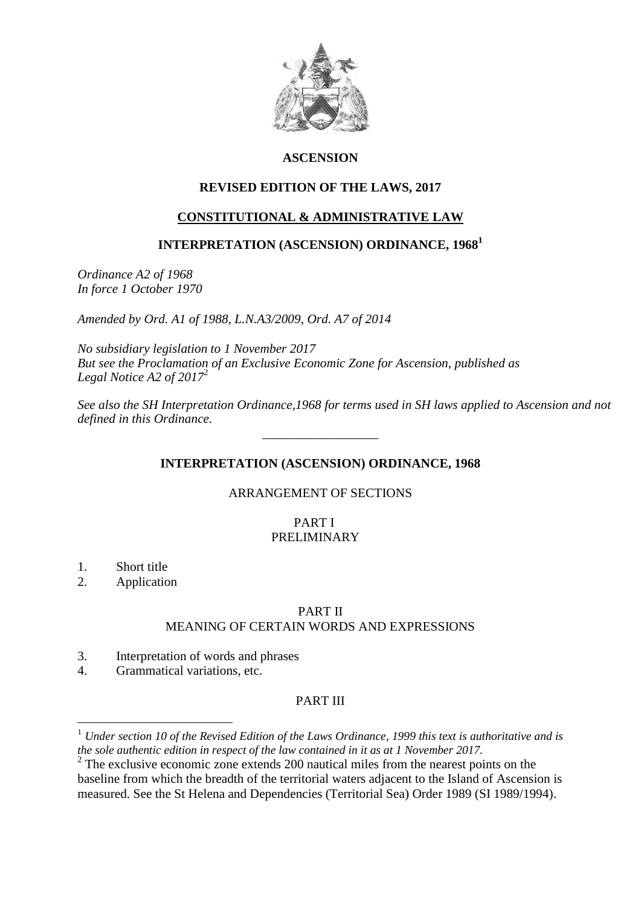**ASCENSION**

**REVISED EDITION OF THE LAWS, 2017**

**CONSTITUTIONAL & ADMINISTRATIVE LAW**

# INTERPRETATION (ASCENSION) ORDINANCE, 1968[1]

*Ordinance A2 of 1968*
*In force 1 October 1970*

*Amended by Ord. A1 of 1988, L.N.A3/2009, Ord. A7 of 2014*

*No subsidiary legislation to 1 November 2017*
*But see the Proclamation of an Exclusive Economic Zone for Ascension, published as Legal Notice A2 of 2017*[2]

*See also the SH Interpretation Ordinance,1968 for terms used in SH laws applied to Ascension and not defined in this Ordinance.*

---

## INTERPRETATION (ASCENSION) ORDINANCE, 1968

ARRANGEMENT OF SECTIONS

PART I
PRELIMINARY

1. Short title
2. Application

PART II
MEANING OF CERTAIN WORDS AND EXPRESSIONS

3. Interpretation of words and phrases
4. Grammatical variations, etc.

PART III

---

[1] *Under section 10 of the Revised Edition of the Laws Ordinance, 1999 this text is authoritative and is the sole authentic edition in respect of the law contained in it as at 1 November 2017.*

[2] The exclusive economic zone extends 200 nautical miles from the nearest points on the baseline from which the breadth of the territorial waters adjacent to the Island of Ascension is measured. See the St Helena and Dependencies (Territorial Sea) Order 1989 (SI 1989/1994).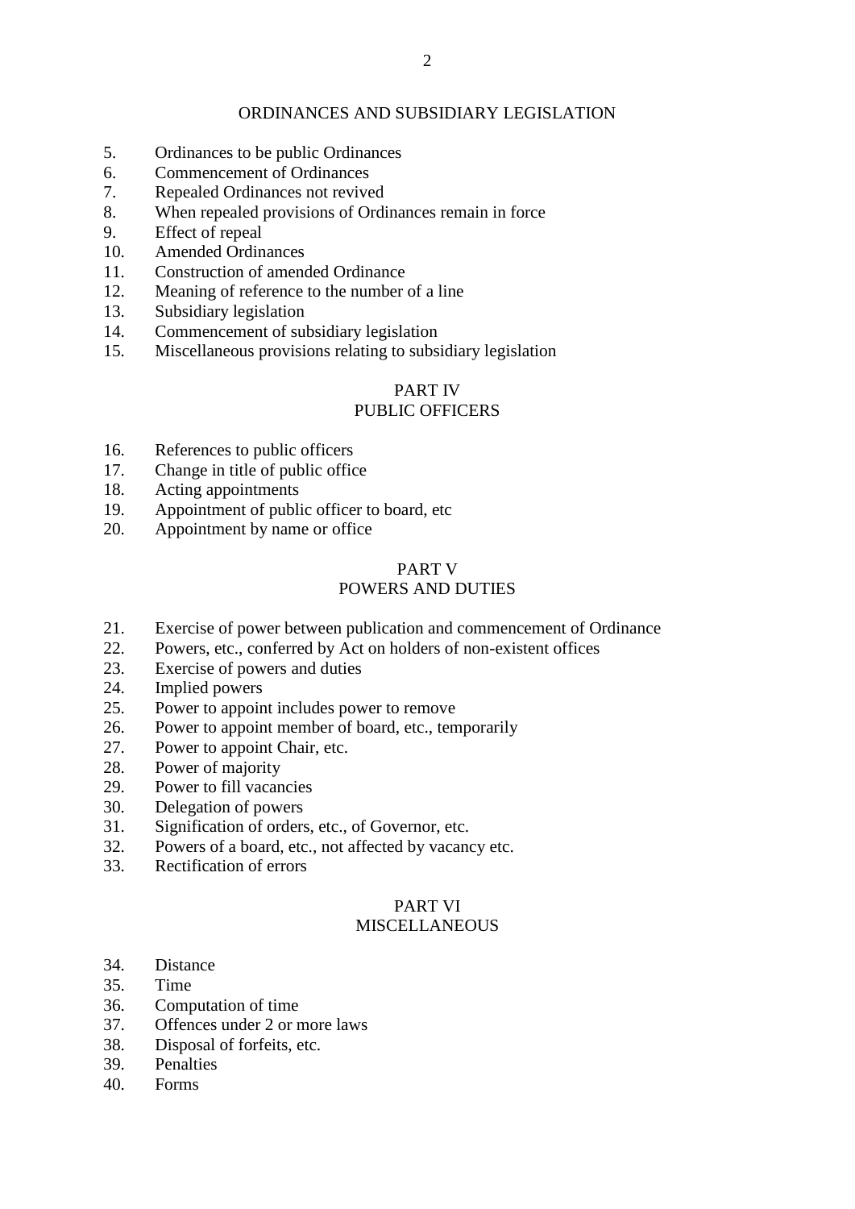## ORDINANCES AND SUBSIDIARY LEGISLATION

5. Ordinances to be public Ordinances
6. Commencement of Ordinances
7. Repealed Ordinances not revived
8. When repealed provisions of Ordinances remain in force
9. Effect of repeal
10. Amended Ordinances
11. Construction of amended Ordinance
12. Meaning of reference to the number of a line
13. Subsidiary legislation
14. Commencement of subsidiary legislation
15. Miscellaneous provisions relating to subsidiary legislation

## PART IV
## PUBLIC OFFICERS

16. References to public officers
17. Change in title of public office
18. Acting appointments
19. Appointment of public officer to board, etc
20. Appointment by name or office

## PART V
## POWERS AND DUTIES

21. Exercise of power between publication and commencement of Ordinance
22. Powers, etc., conferred by Act on holders of non-existent offices
23. Exercise of powers and duties
24. Implied powers
25. Power to appoint includes power to remove
26. Power to appoint member of board, etc., temporarily
27. Power to appoint Chair, etc.
28. Power of majority
29. Power to fill vacancies
30. Delegation of powers
31. Signification of orders, etc., of Governor, etc.
32. Powers of a board, etc., not affected by vacancy etc.
33. Rectification of errors

## PART VI
## MISCELLANEOUS

34. Distance
35. Time
36. Computation of time
37. Offences under 2 or more laws
38. Disposal of forfeits, etc.
39. Penalties
40. Forms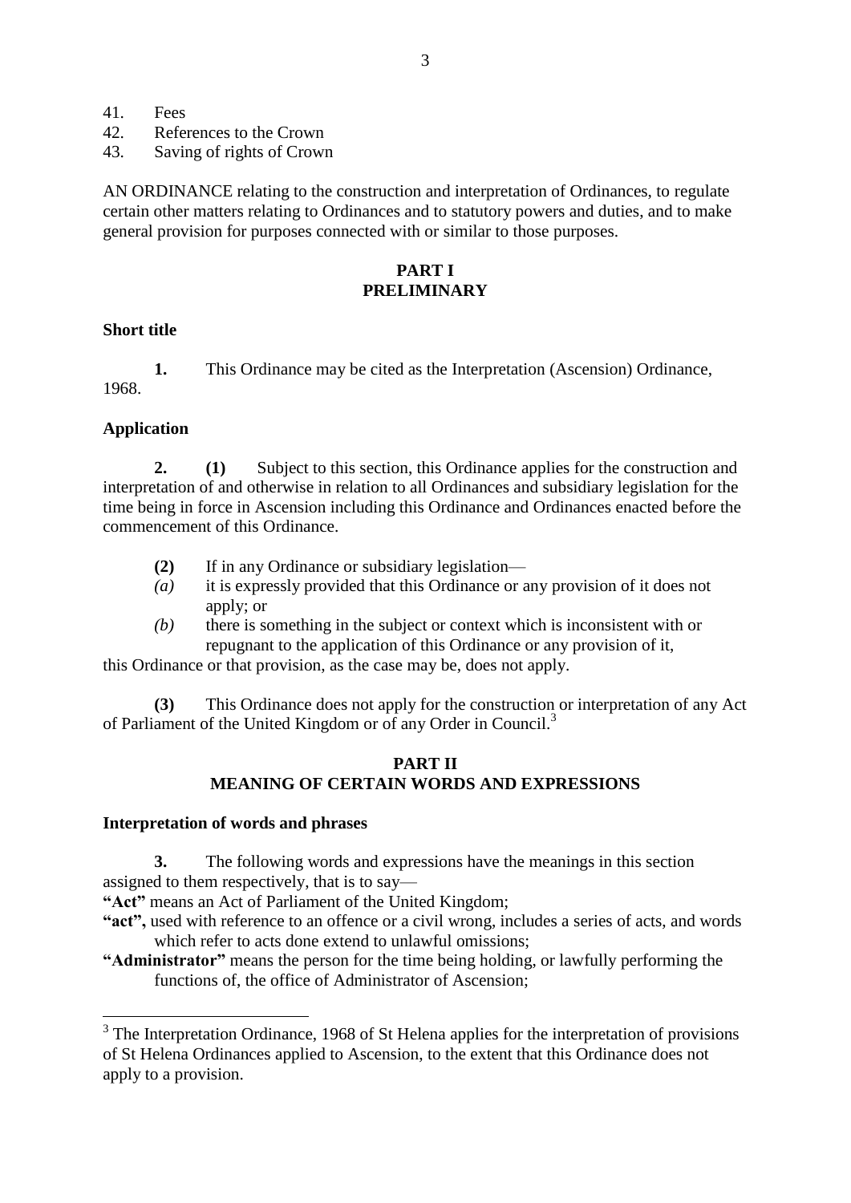41. Fees
42. References to the Crown
43. Saving of rights of Crown

AN ORDINANCE relating to the construction and interpretation of Ordinances, to regulate certain other matters relating to Ordinances and to statutory powers and duties, and to make general provision for purposes connected with or similar to those purposes.

## PART I
## PRELIMINARY

### Short title

**1.** This Ordinance may be cited as the Interpretation (Ascension) Ordinance, 1968.

### Application

**2. (1)** Subject to this section, this Ordinance applies for the construction and interpretation of and otherwise in relation to all Ordinances and subsidiary legislation for the time being in force in Ascension including this Ordinance and Ordinances enacted before the commencement of this Ordinance.

**(2)** If in any Ordinance or subsidiary legislation—

*(a)* it is expressly provided that this Ordinance or any provision of it does not apply; or

*(b)* there is something in the subject or context which is inconsistent with or repugnant to the application of this Ordinance or any provision of it,

this Ordinance or that provision, as the case may be, does not apply.

**(3)** This Ordinance does not apply for the construction or interpretation of any Act of Parliament of the United Kingdom or of any Order in Council.[3]

## PART II
## MEANING OF CERTAIN WORDS AND EXPRESSIONS

### Interpretation of words and phrases

**3.** The following words and expressions have the meanings in this section assigned to them respectively, that is to say—

**"Act"** means an Act of Parliament of the United Kingdom;

**"act",** used with reference to an offence or a civil wrong, includes a series of acts, and words which refer to acts done extend to unlawful omissions;

**"Administrator"** means the person for the time being holding, or lawfully performing the functions of, the office of Administrator of Ascension;

---

[3] The Interpretation Ordinance, 1968 of St Helena applies for the interpretation of provisions of St Helena Ordinances applied to Ascension, to the extent that this Ordinance does not apply to a provision.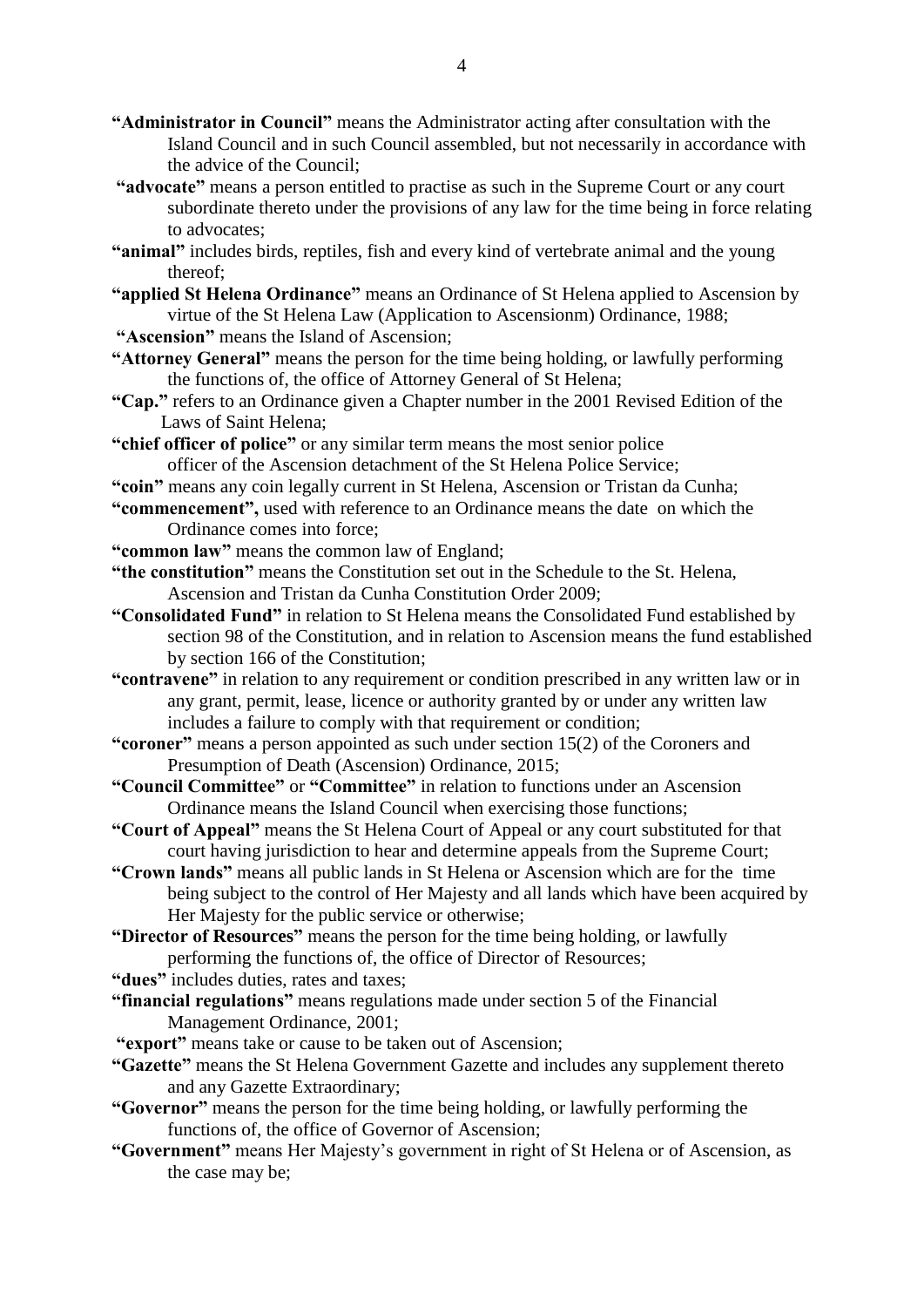**"Administrator in Council"** means the Administrator acting after consultation with the Island Council and in such Council assembled, but not necessarily in accordance with the advice of the Council;

**"advocate"** means a person entitled to practise as such in the Supreme Court or any court subordinate thereto under the provisions of any law for the time being in force relating to advocates;

**"animal"** includes birds, reptiles, fish and every kind of vertebrate animal and the young thereof;

**"applied St Helena Ordinance"** means an Ordinance of St Helena applied to Ascension by virtue of the St Helena Law (Application to Ascensionm) Ordinance, 1988;

**"Ascension"** means the Island of Ascension;

**"Attorney General"** means the person for the time being holding, or lawfully performing the functions of, the office of Attorney General of St Helena;

**"Cap."** refers to an Ordinance given a Chapter number in the 2001 Revised Edition of the Laws of Saint Helena;

**"chief officer of police"** or any similar term means the most senior police officer of the Ascension detachment of the St Helena Police Service;

**"coin"** means any coin legally current in St Helena, Ascension or Tristan da Cunha;

**"commencement",** used with reference to an Ordinance means the date on which the Ordinance comes into force;

**"common law"** means the common law of England;

**"the constitution"** means the Constitution set out in the Schedule to the St. Helena, Ascension and Tristan da Cunha Constitution Order 2009;

**"Consolidated Fund"** in relation to St Helena means the Consolidated Fund established by section 98 of the Constitution, and in relation to Ascension means the fund established by section 166 of the Constitution;

**"contravene"** in relation to any requirement or condition prescribed in any written law or in any grant, permit, lease, licence or authority granted by or under any written law includes a failure to comply with that requirement or condition;

**"coroner"** means a person appointed as such under section 15(2) of the Coroners and Presumption of Death (Ascension) Ordinance, 2015;

**"Council Committee"** or **"Committee"** in relation to functions under an Ascension Ordinance means the Island Council when exercising those functions;

**"Court of Appeal"** means the St Helena Court of Appeal or any court substituted for that court having jurisdiction to hear and determine appeals from the Supreme Court;

**"Crown lands"** means all public lands in St Helena or Ascension which are for the time being subject to the control of Her Majesty and all lands which have been acquired by Her Majesty for the public service or otherwise;

**"Director of Resources"** means the person for the time being holding, or lawfully performing the functions of, the office of Director of Resources;

**"dues"** includes duties, rates and taxes;

**"financial regulations"** means regulations made under section 5 of the Financial Management Ordinance, 2001;

**"export"** means take or cause to be taken out of Ascension;

**"Gazette"** means the St Helena Government Gazette and includes any supplement thereto and any Gazette Extraordinary;

**"Governor"** means the person for the time being holding, or lawfully performing the functions of, the office of Governor of Ascension;

**"Government"** means Her Majesty's government in right of St Helena or of Ascension, as the case may be;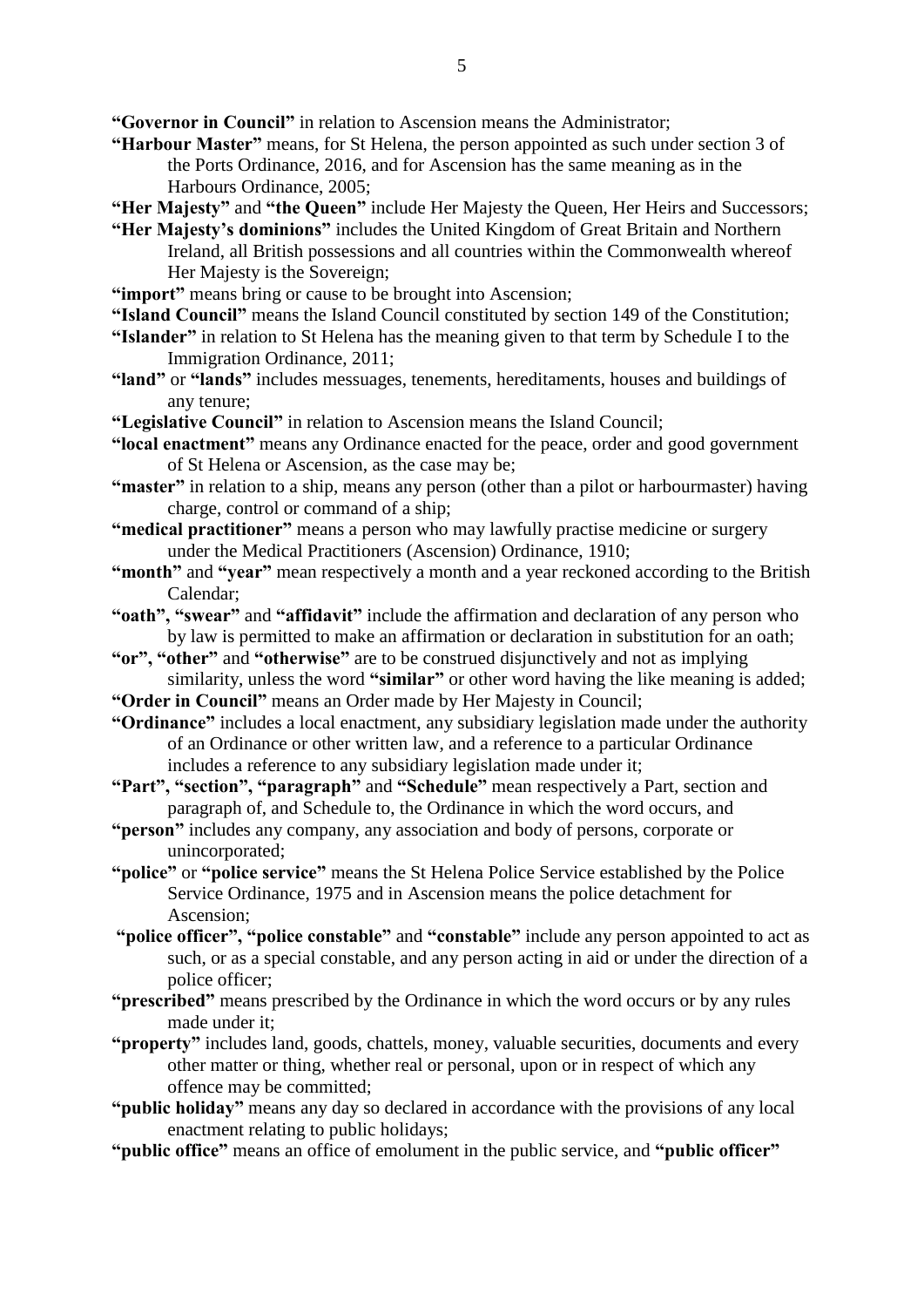**"Governor in Council"** in relation to Ascension means the Administrator;

**"Harbour Master"** means, for St Helena, the person appointed as such under section 3 of the Ports Ordinance, 2016, and for Ascension has the same meaning as in the Harbours Ordinance, 2005;

**"Her Majesty"** and **"the Queen"** include Her Majesty the Queen, Her Heirs and Successors;

**"Her Majesty's dominions"** includes the United Kingdom of Great Britain and Northern Ireland, all British possessions and all countries within the Commonwealth whereof Her Majesty is the Sovereign;

**"import"** means bring or cause to be brought into Ascension;

**"Island Council"** means the Island Council constituted by section 149 of the Constitution;

**"Islander"** in relation to St Helena has the meaning given to that term by Schedule I to the Immigration Ordinance, 2011;

**"land"** or **"lands"** includes messuages, tenements, hereditaments, houses and buildings of any tenure;

**"Legislative Council"** in relation to Ascension means the Island Council;

**"local enactment"** means any Ordinance enacted for the peace, order and good government of St Helena or Ascension, as the case may be;

**"master"** in relation to a ship, means any person (other than a pilot or harbourmaster) having charge, control or command of a ship;

**"medical practitioner"** means a person who may lawfully practise medicine or surgery under the Medical Practitioners (Ascension) Ordinance, 1910;

**"month"** and **"year"** mean respectively a month and a year reckoned according to the British Calendar;

**"oath"**, **"swear"** and **"affidavit"** include the affirmation and declaration of any person who by law is permitted to make an affirmation or declaration in substitution for an oath;

**"or"**, **"other"** and **"otherwise"** are to be construed disjunctively and not as implying similarity, unless the word **"similar"** or other word having the like meaning is added;

**"Order in Council"** means an Order made by Her Majesty in Council;

**"Ordinance"** includes a local enactment, any subsidiary legislation made under the authority of an Ordinance or other written law, and a reference to a particular Ordinance includes a reference to any subsidiary legislation made under it;

**"Part"**, **"section"**, **"paragraph"** and **"Schedule"** mean respectively a Part, section and paragraph of, and Schedule to, the Ordinance in which the word occurs, and

**"person"** includes any company, any association and body of persons, corporate or unincorporated;

**"police"** or **"police service"** means the St Helena Police Service established by the Police Service Ordinance, 1975 and in Ascension means the police detachment for Ascension;

**"police officer"**, **"police constable"** and **"constable"** include any person appointed to act as such, or as a special constable, and any person acting in aid or under the direction of a police officer;

**"prescribed"** means prescribed by the Ordinance in which the word occurs or by any rules made under it;

**"property"** includes land, goods, chattels, money, valuable securities, documents and every other matter or thing, whether real or personal, upon or in respect of which any offence may be committed;

**"public holiday"** means any day so declared in accordance with the provisions of any local enactment relating to public holidays;

**"public office"** means an office of emolument in the public service, and **"public officer"**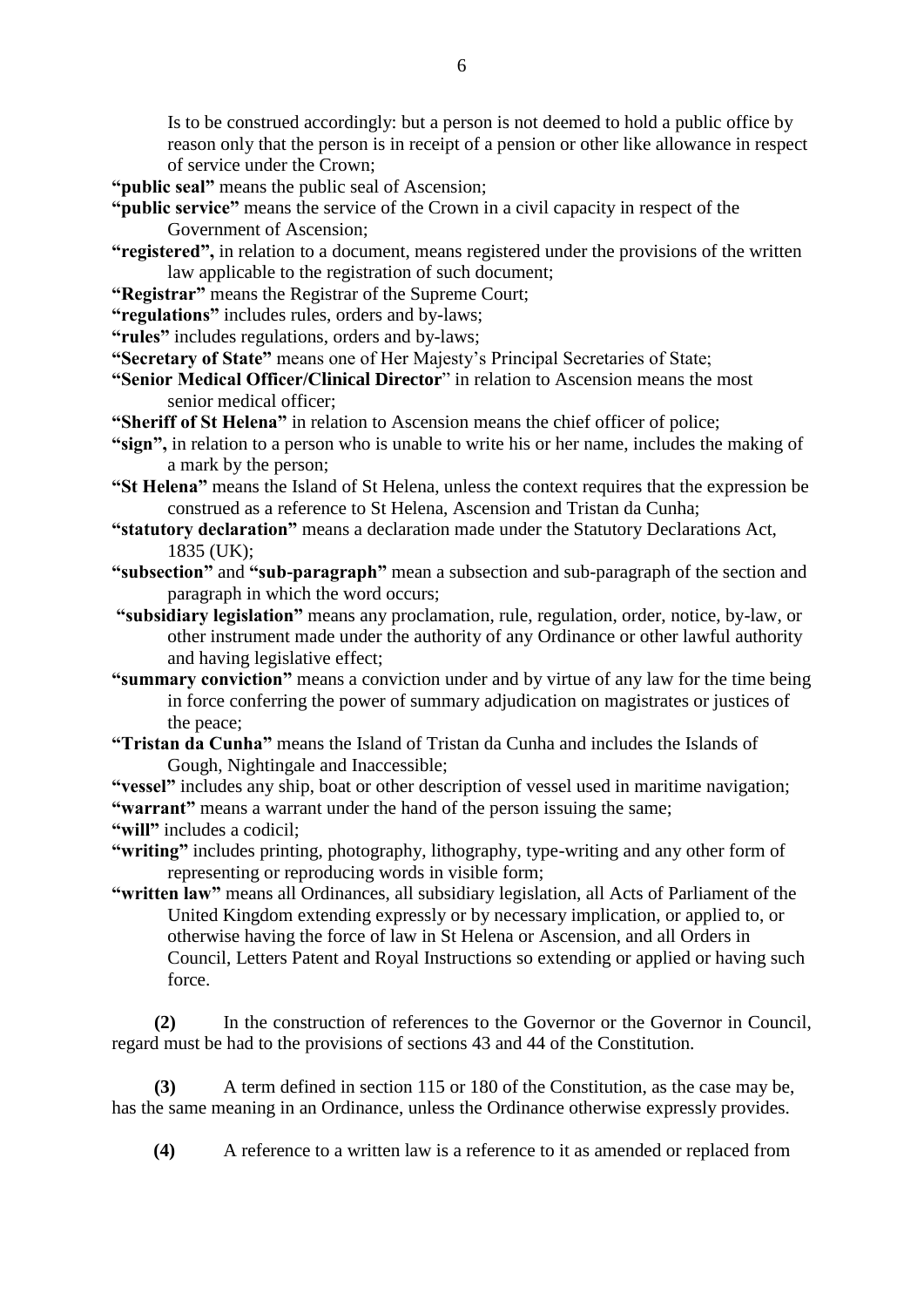Is to be construed accordingly: but a person is not deemed to hold a public office by reason only that the person is in receipt of a pension or other like allowance in respect of service under the Crown;

**"public seal"** means the public seal of Ascension;

**"public service"** means the service of the Crown in a civil capacity in respect of the Government of Ascension;

**"registered",** in relation to a document, means registered under the provisions of the written law applicable to the registration of such document;

**"Registrar"** means the Registrar of the Supreme Court;

**"regulations"** includes rules, orders and by-laws;

**"rules"** includes regulations, orders and by-laws;

**"Secretary of State"** means one of Her Majesty's Principal Secretaries of State;

**"Senior Medical Officer/Clinical Director"** in relation to Ascension means the most senior medical officer;

**"Sheriff of St Helena"** in relation to Ascension means the chief officer of police;

**"sign",** in relation to a person who is unable to write his or her name, includes the making of a mark by the person;

**"St Helena"** means the Island of St Helena, unless the context requires that the expression be construed as a reference to St Helena, Ascension and Tristan da Cunha;

**"statutory declaration"** means a declaration made under the Statutory Declarations Act, 1835 (UK);

**"subsection"** and **"sub-paragraph"** mean a subsection and sub-paragraph of the section and paragraph in which the word occurs;

**"subsidiary legislation"** means any proclamation, rule, regulation, order, notice, by-law, or other instrument made under the authority of any Ordinance or other lawful authority and having legislative effect;

**"summary conviction"** means a conviction under and by virtue of any law for the time being in force conferring the power of summary adjudication on magistrates or justices of the peace;

**"Tristan da Cunha"** means the Island of Tristan da Cunha and includes the Islands of Gough, Nightingale and Inaccessible;

**"vessel"** includes any ship, boat or other description of vessel used in maritime navigation;

**"warrant"** means a warrant under the hand of the person issuing the same;

**"will"** includes a codicil;

**"writing"** includes printing, photography, lithography, type-writing and any other form of representing or reproducing words in visible form;

**"written law"** means all Ordinances, all subsidiary legislation, all Acts of Parliament of the United Kingdom extending expressly or by necessary implication, or applied to, or otherwise having the force of law in St Helena or Ascension, and all Orders in Council, Letters Patent and Royal Instructions so extending or applied or having such force.

**(2)** In the construction of references to the Governor or the Governor in Council, regard must be had to the provisions of sections 43 and 44 of the Constitution.

**(3)** A term defined in section 115 or 180 of the Constitution, as the case may be, has the same meaning in an Ordinance, unless the Ordinance otherwise expressly provides.

**(4)** A reference to a written law is a reference to it as amended or replaced from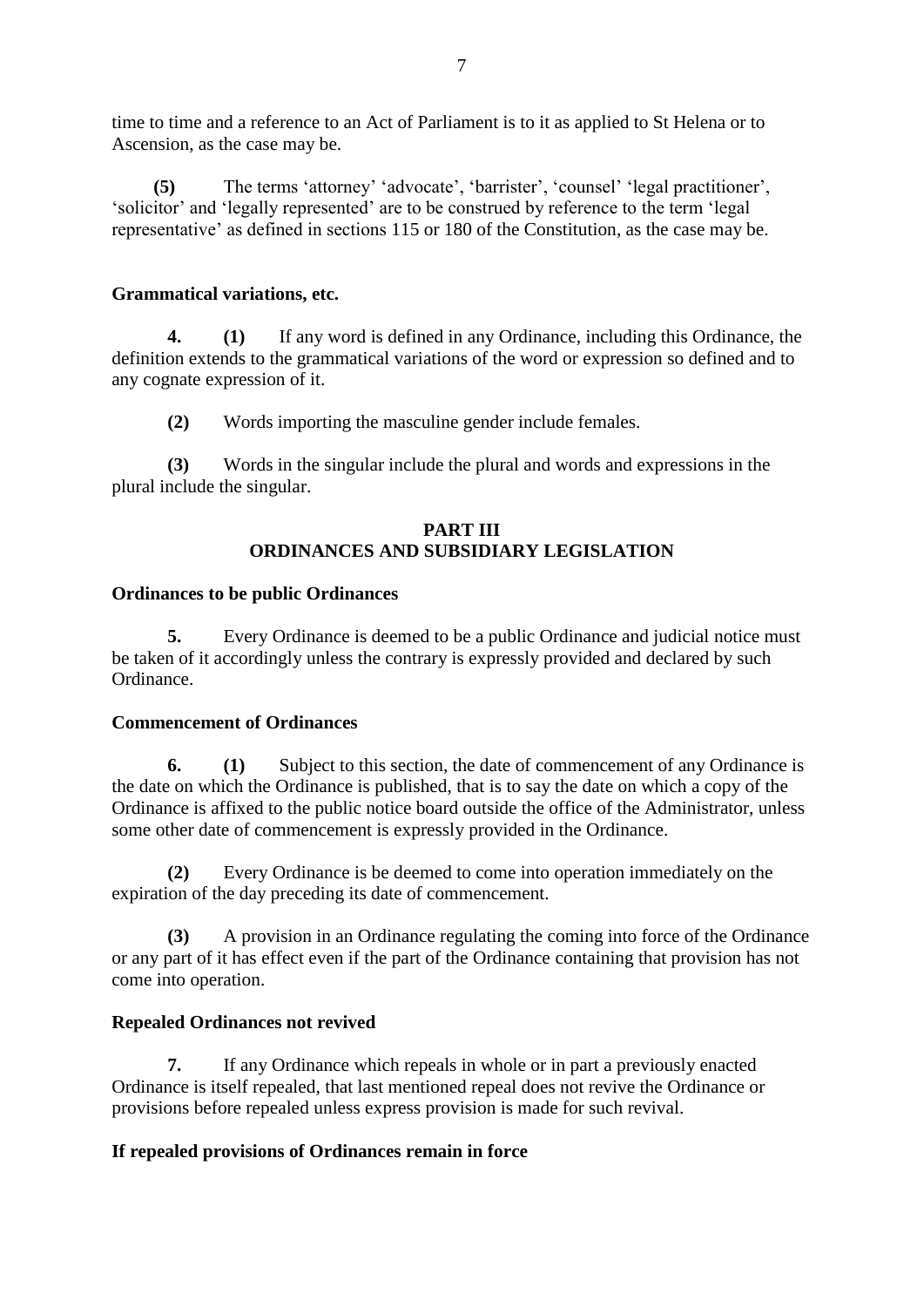time to time and a reference to an Act of Parliament is to it as applied to St Helena or to Ascension, as the case may be.

**(5)** The terms 'attorney' 'advocate', 'barrister', 'counsel' 'legal practitioner', 'solicitor' and 'legally represented' are to be construed by reference to the term 'legal representative' as defined in sections 115 or 180 of the Constitution, as the case may be.

**Grammatical variations, etc.**

**4. (1)** If any word is defined in any Ordinance, including this Ordinance, the definition extends to the grammatical variations of the word or expression so defined and to any cognate expression of it.

**(2)** Words importing the masculine gender include females.

**(3)** Words in the singular include the plural and words and expressions in the plural include the singular.

## PART III
## ORDINANCES AND SUBSIDIARY LEGISLATION

**Ordinances to be public Ordinances**

**5.** Every Ordinance is deemed to be a public Ordinance and judicial notice must be taken of it accordingly unless the contrary is expressly provided and declared by such Ordinance.

**Commencement of Ordinances**

**6. (1)** Subject to this section, the date of commencement of any Ordinance is the date on which the Ordinance is published, that is to say the date on which a copy of the Ordinance is affixed to the public notice board outside the office of the Administrator, unless some other date of commencement is expressly provided in the Ordinance.

**(2)** Every Ordinance is be deemed to come into operation immediately on the expiration of the day preceding its date of commencement.

**(3)** A provision in an Ordinance regulating the coming into force of the Ordinance or any part of it has effect even if the part of the Ordinance containing that provision has not come into operation.

**Repealed Ordinances not revived**

**7.** If any Ordinance which repeals in whole or in part a previously enacted Ordinance is itself repealed, that last mentioned repeal does not revive the Ordinance or provisions before repealed unless express provision is made for such revival.

**If repealed provisions of Ordinances remain in force**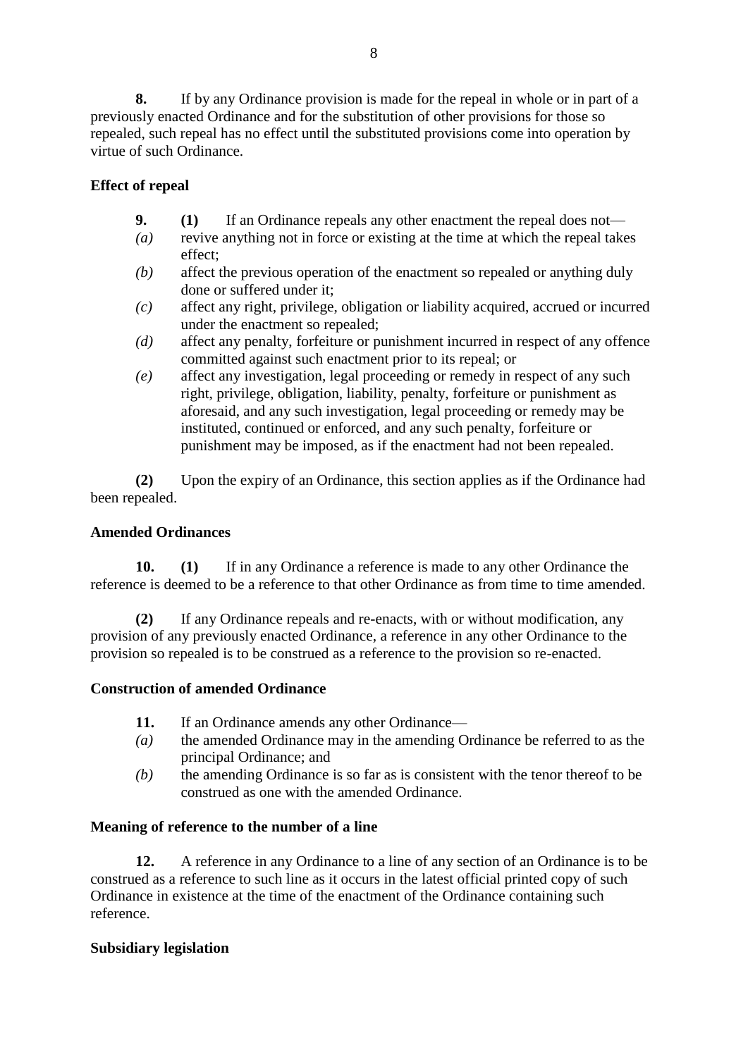**8.** If by any Ordinance provision is made for the repeal in whole or in part of a previously enacted Ordinance and for the substitution of other provisions for those so repealed, such repeal has no effect until the substituted provisions come into operation by virtue of such Ordinance.

**Effect of repeal**

**9.** **(1)** If an Ordinance repeals any other enactment the repeal does not—

*(a)* revive anything not in force or existing at the time at which the repeal takes effect;

*(b)* affect the previous operation of the enactment so repealed or anything duly done or suffered under it;

*(c)* affect any right, privilege, obligation or liability acquired, accrued or incurred under the enactment so repealed;

*(d)* affect any penalty, forfeiture or punishment incurred in respect of any offence committed against such enactment prior to its repeal; or

*(e)* affect any investigation, legal proceeding or remedy in respect of any such right, privilege, obligation, liability, penalty, forfeiture or punishment as aforesaid, and any such investigation, legal proceeding or remedy may be instituted, continued or enforced, and any such penalty, forfeiture or punishment may be imposed, as if the enactment had not been repealed.

**(2)** Upon the expiry of an Ordinance, this section applies as if the Ordinance had been repealed.

**Amended Ordinances**

**10.** **(1)** If in any Ordinance a reference is made to any other Ordinance the reference is deemed to be a reference to that other Ordinance as from time to time amended.

**(2)** If any Ordinance repeals and re-enacts, with or without modification, any provision of any previously enacted Ordinance, a reference in any other Ordinance to the provision so repealed is to be construed as a reference to the provision so re-enacted.

**Construction of amended Ordinance**

**11.** If an Ordinance amends any other Ordinance—

*(a)* the amended Ordinance may in the amending Ordinance be referred to as the principal Ordinance; and

*(b)* the amending Ordinance is so far as is consistent with the tenor thereof to be construed as one with the amended Ordinance.

**Meaning of reference to the number of a line**

**12.** A reference in any Ordinance to a line of any section of an Ordinance is to be construed as a reference to such line as it occurs in the latest official printed copy of such Ordinance in existence at the time of the enactment of the Ordinance containing such reference.

**Subsidiary legislation**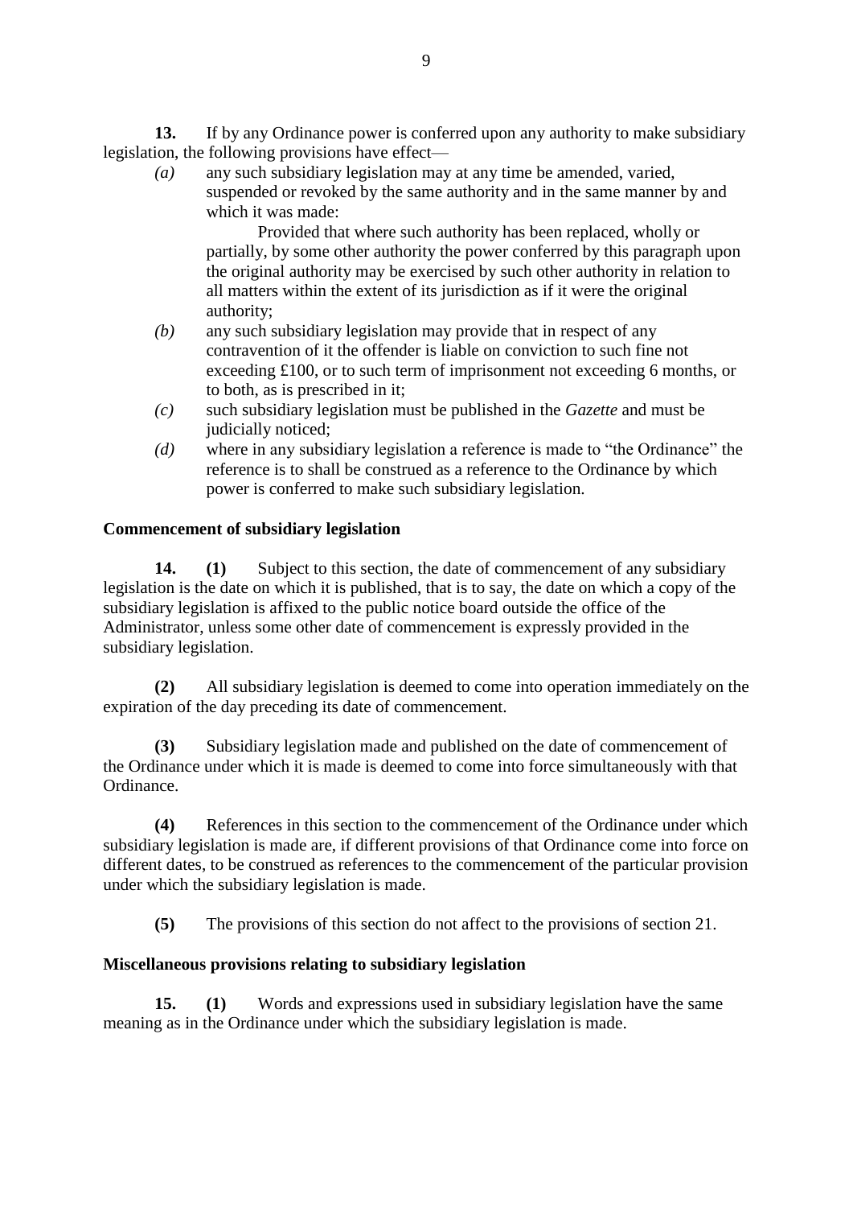**13.** If by any Ordinance power is conferred upon any authority to make subsidiary legislation, the following provisions have effect—

*(a)* any such subsidiary legislation may at any time be amended, varied, suspended or revoked by the same authority and in the same manner by and which it was made:

Provided that where such authority has been replaced, wholly or partially, by some other authority the power conferred by this paragraph upon the original authority may be exercised by such other authority in relation to all matters within the extent of its jurisdiction as if it were the original authority;

*(b)* any such subsidiary legislation may provide that in respect of any contravention of it the offender is liable on conviction to such fine not exceeding £100, or to such term of imprisonment not exceeding 6 months, or to both, as is prescribed in it;

*(c)* such subsidiary legislation must be published in the *Gazette* and must be judicially noticed;

*(d)* where in any subsidiary legislation a reference is made to "the Ordinance" the reference is to shall be construed as a reference to the Ordinance by which power is conferred to make such subsidiary legislation.

**Commencement of subsidiary legislation**

**14.** **(1)** Subject to this section, the date of commencement of any subsidiary legislation is the date on which it is published, that is to say, the date on which a copy of the subsidiary legislation is affixed to the public notice board outside the office of the Administrator, unless some other date of commencement is expressly provided in the subsidiary legislation.

**(2)** All subsidiary legislation is deemed to come into operation immediately on the expiration of the day preceding its date of commencement.

**(3)** Subsidiary legislation made and published on the date of commencement of the Ordinance under which it is made is deemed to come into force simultaneously with that Ordinance.

**(4)** References in this section to the commencement of the Ordinance under which subsidiary legislation is made are, if different provisions of that Ordinance come into force on different dates, to be construed as references to the commencement of the particular provision under which the subsidiary legislation is made.

**(5)** The provisions of this section do not affect to the provisions of section 21.

**Miscellaneous provisions relating to subsidiary legislation**

**15.** **(1)** Words and expressions used in subsidiary legislation have the same meaning as in the Ordinance under which the subsidiary legislation is made.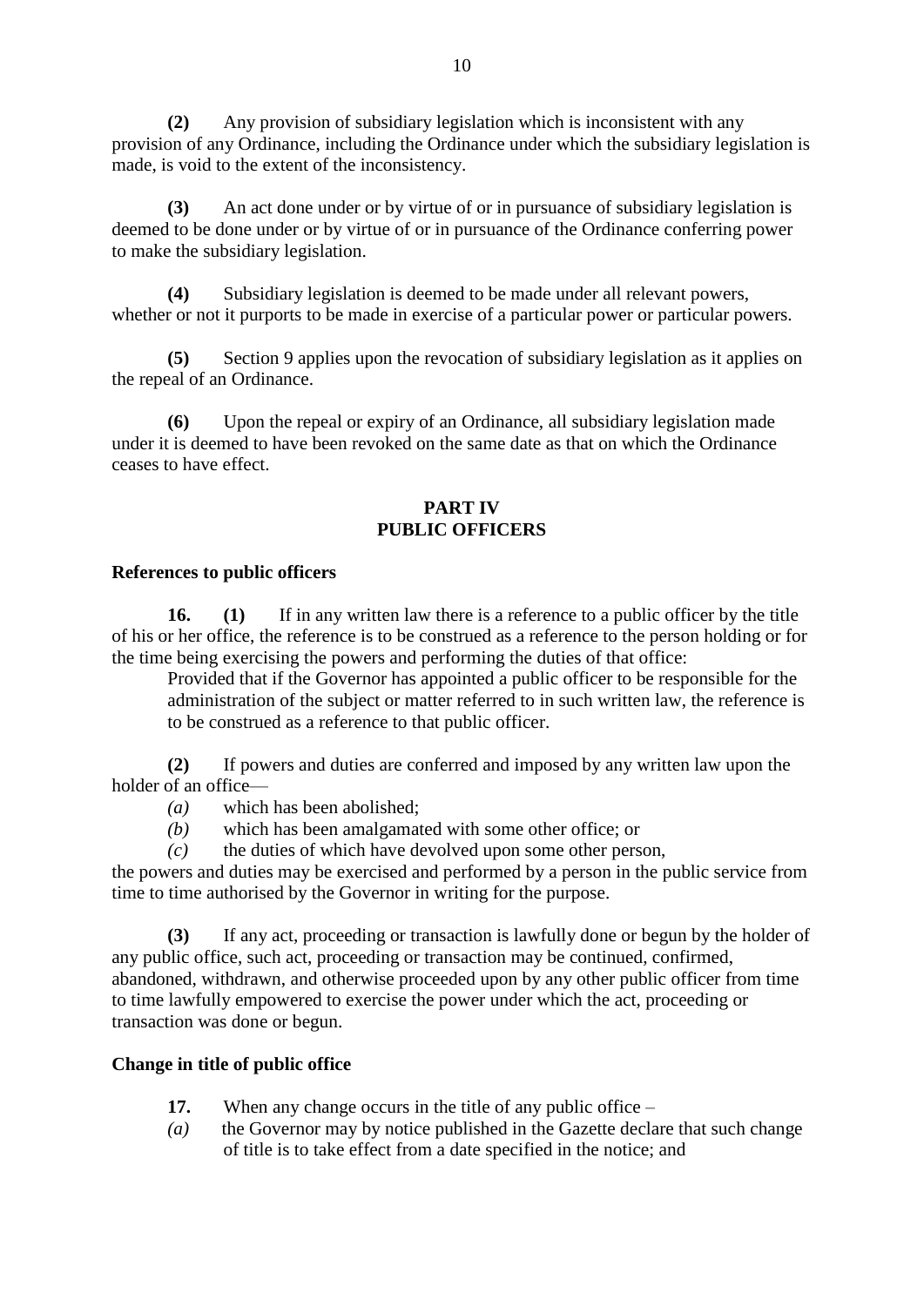**(2)** Any provision of subsidiary legislation which is inconsistent with any provision of any Ordinance, including the Ordinance under which the subsidiary legislation is made, is void to the extent of the inconsistency.

**(3)** An act done under or by virtue of or in pursuance of subsidiary legislation is deemed to be done under or by virtue of or in pursuance of the Ordinance conferring power to make the subsidiary legislation.

**(4)** Subsidiary legislation is deemed to be made under all relevant powers, whether or not it purports to be made in exercise of a particular power or particular powers.

**(5)** Section 9 applies upon the revocation of subsidiary legislation as it applies on the repeal of an Ordinance.

**(6)** Upon the repeal or expiry of an Ordinance, all subsidiary legislation made under it is deemed to have been revoked on the same date as that on which the Ordinance ceases to have effect.

## PART IV
## PUBLIC OFFICERS

### References to public officers

**16. (1)** If in any written law there is a reference to a public officer by the title of his or her office, the reference is to be construed as a reference to the person holding or for the time being exercising the powers and performing the duties of that office:

Provided that if the Governor has appointed a public officer to be responsible for the administration of the subject or matter referred to in such written law, the reference is to be construed as a reference to that public officer.

**(2)** If powers and duties are conferred and imposed by any written law upon the holder of an office—

*(a)* which has been abolished;
*(b)* which has been amalgamated with some other office; or
*(c)* the duties of which have devolved upon some other person,

the powers and duties may be exercised and performed by a person in the public service from time to time authorised by the Governor in writing for the purpose.

**(3)** If any act, proceeding or transaction is lawfully done or begun by the holder of any public office, such act, proceeding or transaction may be continued, confirmed, abandoned, withdrawn, and otherwise proceeded upon by any other public officer from time to time lawfully empowered to exercise the power under which the act, proceeding or transaction was done or begun.

### Change in title of public office

**17.** When any change occurs in the title of any public office –

*(a)* the Governor may by notice published in the Gazette declare that such change of title is to take effect from a date specified in the notice; and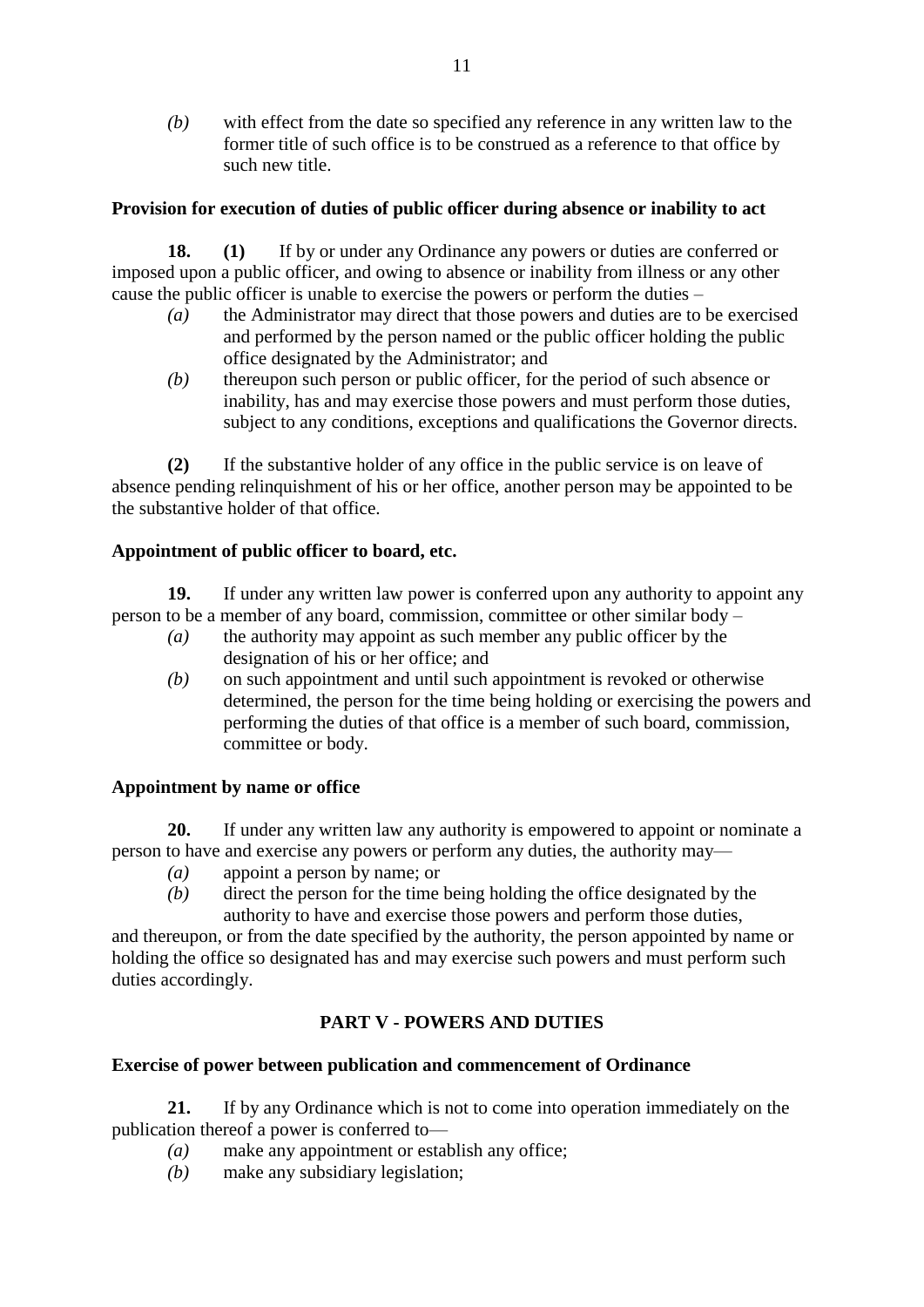*(b)* with effect from the date so specified any reference in any written law to the former title of such office is to be construed as a reference to that office by such new title.

**Provision for execution of duties of public officer during absence or inability to act**

**18.** **(1)** If by or under any Ordinance any powers or duties are conferred or imposed upon a public officer, and owing to absence or inability from illness or any other cause the public officer is unable to exercise the powers or perform the duties –

*(a)* the Administrator may direct that those powers and duties are to be exercised and performed by the person named or the public officer holding the public office designated by the Administrator; and

*(b)* thereupon such person or public officer, for the period of such absence or inability, has and may exercise those powers and must perform those duties, subject to any conditions, exceptions and qualifications the Governor directs.

**(2)** If the substantive holder of any office in the public service is on leave of absence pending relinquishment of his or her office, another person may be appointed to be the substantive holder of that office.

**Appointment of public officer to board, etc.**

**19.** If under any written law power is conferred upon any authority to appoint any person to be a member of any board, commission, committee or other similar body –

*(a)* the authority may appoint as such member any public officer by the designation of his or her office; and

*(b)* on such appointment and until such appointment is revoked or otherwise determined, the person for the time being holding or exercising the powers and performing the duties of that office is a member of such board, commission, committee or body.

**Appointment by name or office**

**20.** If under any written law any authority is empowered to appoint or nominate a person to have and exercise any powers or perform any duties, the authority may—

*(a)* appoint a person by name; or

*(b)* direct the person for the time being holding the office designated by the authority to have and exercise those powers and perform those duties,

and thereupon, or from the date specified by the authority, the person appointed by name or holding the office so designated has and may exercise such powers and must perform such duties accordingly.

## PART V - POWERS AND DUTIES

**Exercise of power between publication and commencement of Ordinance**

**21.** If by any Ordinance which is not to come into operation immediately on the publication thereof a power is conferred to—

*(a)* make any appointment or establish any office;

*(b)* make any subsidiary legislation;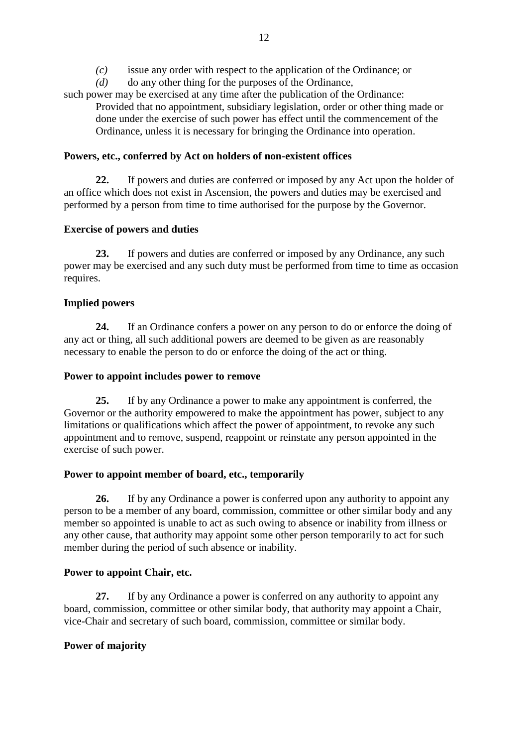*(c)* issue any order with respect to the application of the Ordinance; or

*(d)* do any other thing for the purposes of the Ordinance,

such power may be exercised at any time after the publication of the Ordinance:

Provided that no appointment, subsidiary legislation, order or other thing made or done under the exercise of such power has effect until the commencement of the Ordinance, unless it is necessary for bringing the Ordinance into operation.

**Powers, etc., conferred by Act on holders of non-existent offices**

**22.** If powers and duties are conferred or imposed by any Act upon the holder of an office which does not exist in Ascension, the powers and duties may be exercised and performed by a person from time to time authorised for the purpose by the Governor.

**Exercise of powers and duties**

**23.** If powers and duties are conferred or imposed by any Ordinance, any such power may be exercised and any such duty must be performed from time to time as occasion requires.

**Implied powers**

**24.** If an Ordinance confers a power on any person to do or enforce the doing of any act or thing, all such additional powers are deemed to be given as are reasonably necessary to enable the person to do or enforce the doing of the act or thing.

**Power to appoint includes power to remove**

**25.** If by any Ordinance a power to make any appointment is conferred, the Governor or the authority empowered to make the appointment has power, subject to any limitations or qualifications which affect the power of appointment, to revoke any such appointment and to remove, suspend, reappoint or reinstate any person appointed in the exercise of such power.

**Power to appoint member of board, etc., temporarily**

**26.** If by any Ordinance a power is conferred upon any authority to appoint any person to be a member of any board, commission, committee or other similar body and any member so appointed is unable to act as such owing to absence or inability from illness or any other cause, that authority may appoint some other person temporarily to act for such member during the period of such absence or inability.

**Power to appoint Chair, etc.**

**27.** If by any Ordinance a power is conferred on any authority to appoint any board, commission, committee or other similar body, that authority may appoint a Chair, vice-Chair and secretary of such board, commission, committee or similar body.

**Power of majority**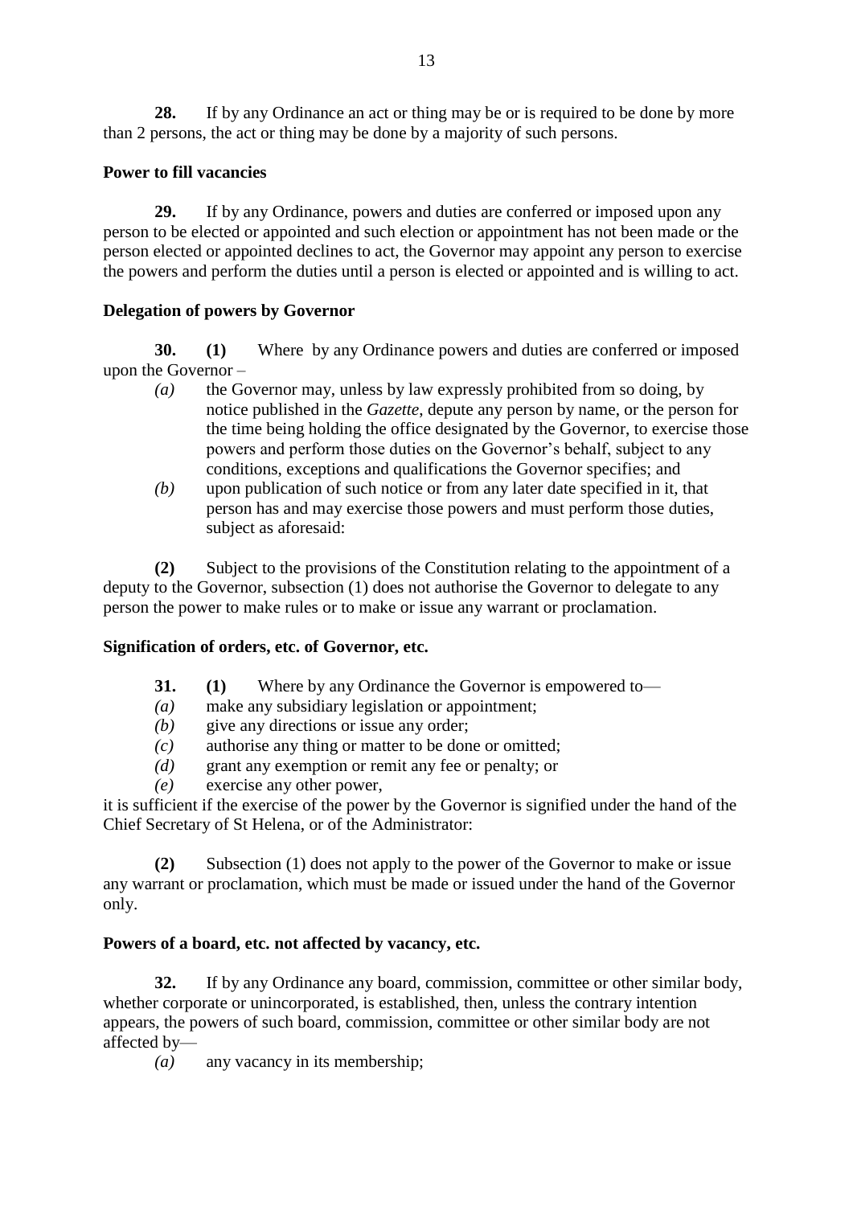**28.** If by any Ordinance an act or thing may be or is required to be done by more than 2 persons, the act or thing may be done by a majority of such persons.

**Power to fill vacancies**

**29.** If by any Ordinance, powers and duties are conferred or imposed upon any person to be elected or appointed and such election or appointment has not been made or the person elected or appointed declines to act, the Governor may appoint any person to exercise the powers and perform the duties until a person is elected or appointed and is willing to act.

**Delegation of powers by Governor**

**30. (1)** Where by any Ordinance powers and duties are conferred or imposed upon the Governor –

*(a)* the Governor may, unless by law expressly prohibited from so doing, by notice published in the *Gazette*, depute any person by name, or the person for the time being holding the office designated by the Governor, to exercise those powers and perform those duties on the Governor's behalf, subject to any conditions, exceptions and qualifications the Governor specifies; and

*(b)* upon publication of such notice or from any later date specified in it, that person has and may exercise those powers and must perform those duties, subject as aforesaid:

**(2)** Subject to the provisions of the Constitution relating to the appointment of a deputy to the Governor, subsection (1) does not authorise the Governor to delegate to any person the power to make rules or to make or issue any warrant or proclamation.

**Signification of orders, etc. of Governor, etc.**

**31. (1)** Where by any Ordinance the Governor is empowered to—

*(a)* make any subsidiary legislation or appointment;

*(b)* give any directions or issue any order;

*(c)* authorise any thing or matter to be done or omitted;

*(d)* grant any exemption or remit any fee or penalty; or

*(e)* exercise any other power,

it is sufficient if the exercise of the power by the Governor is signified under the hand of the Chief Secretary of St Helena, or of the Administrator:

**(2)** Subsection (1) does not apply to the power of the Governor to make or issue any warrant or proclamation, which must be made or issued under the hand of the Governor only.

**Powers of a board, etc. not affected by vacancy, etc.**

**32.** If by any Ordinance any board, commission, committee or other similar body, whether corporate or unincorporated, is established, then, unless the contrary intention appears, the powers of such board, commission, committee or other similar body are not affected by—

*(a)* any vacancy in its membership;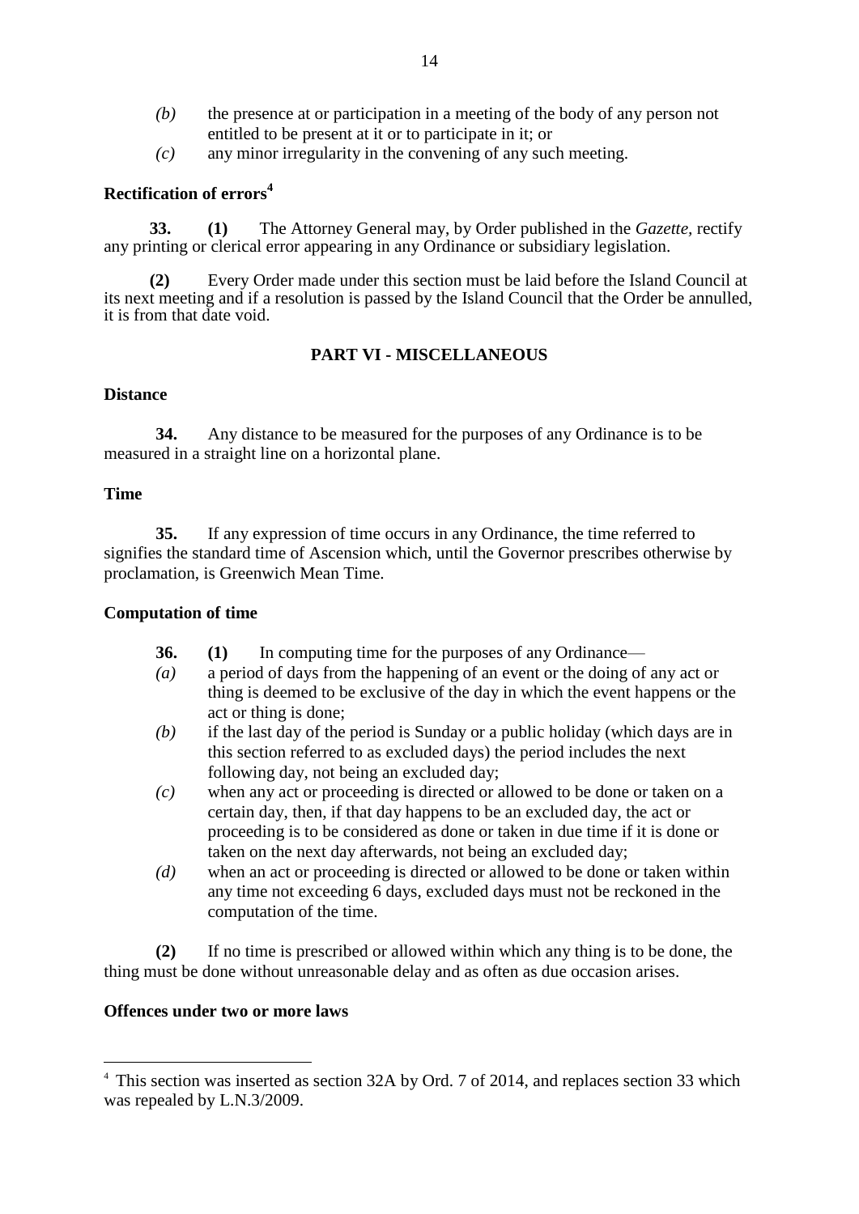*(b)* the presence at or participation in a meeting of the body of any person not entitled to be present at it or to participate in it; or

*(c)* any minor irregularity in the convening of any such meeting.

**Rectification of errors**[4]

**33.** **(1)** The Attorney General may, by Order published in the *Gazette*, rectify any printing or clerical error appearing in any Ordinance or subsidiary legislation.

**(2)** Every Order made under this section must be laid before the Island Council at its next meeting and if a resolution is passed by the Island Council that the Order be annulled, it is from that date void.

## PART VI - MISCELLANEOUS

**Distance**

**34.** Any distance to be measured for the purposes of any Ordinance is to be measured in a straight line on a horizontal plane.

**Time**

**35.** If any expression of time occurs in any Ordinance, the time referred to signifies the standard time of Ascension which, until the Governor prescribes otherwise by proclamation, is Greenwich Mean Time.

**Computation of time**

**36.** **(1)** In computing time for the purposes of any Ordinance—

*(a)* a period of days from the happening of an event or the doing of any act or thing is deemed to be exclusive of the day in which the event happens or the act or thing is done;

*(b)* if the last day of the period is Sunday or a public holiday (which days are in this section referred to as excluded days) the period includes the next following day, not being an excluded day;

*(c)* when any act or proceeding is directed or allowed to be done or taken on a certain day, then, if that day happens to be an excluded day, the act or proceeding is to be considered as done or taken in due time if it is done or taken on the next day afterwards, not being an excluded day;

*(d)* when an act or proceeding is directed or allowed to be done or taken within any time not exceeding 6 days, excluded days must not be reckoned in the computation of the time.

**(2)** If no time is prescribed or allowed within which any thing is to be done, the thing must be done without unreasonable delay and as often as due occasion arises.

**Offences under two or more laws**

---

[4] This section was inserted as section 32A by Ord. 7 of 2014, and replaces section 33 which was repealed by L.N.3/2009.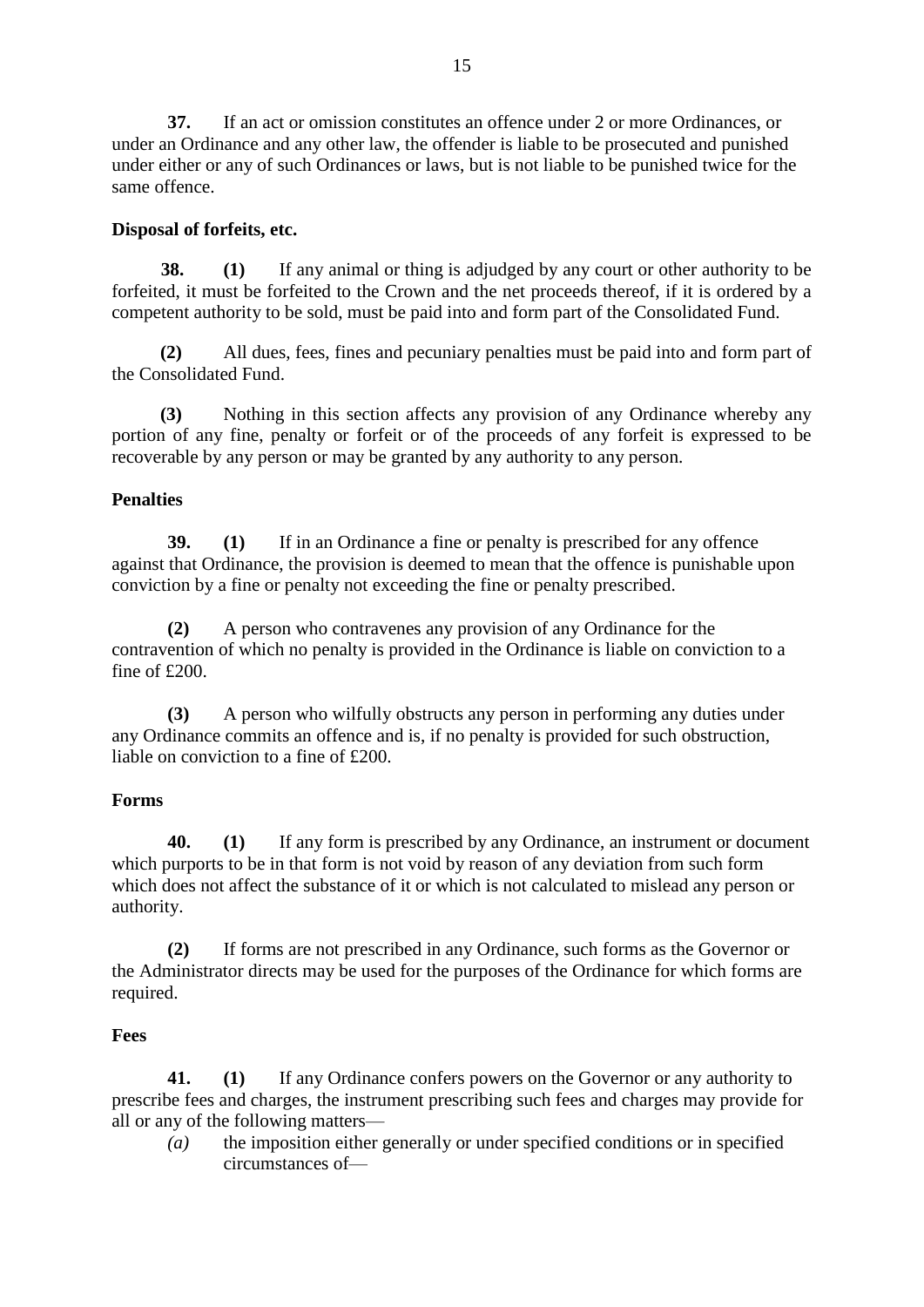**37.** If an act or omission constitutes an offence under 2 or more Ordinances, or under an Ordinance and any other law, the offender is liable to be prosecuted and punished under either or any of such Ordinances or laws, but is not liable to be punished twice for the same offence.

**Disposal of forfeits, etc.**

**38. (1)** If any animal or thing is adjudged by any court or other authority to be forfeited, it must be forfeited to the Crown and the net proceeds thereof, if it is ordered by a competent authority to be sold, must be paid into and form part of the Consolidated Fund.

**(2)** All dues, fees, fines and pecuniary penalties must be paid into and form part of the Consolidated Fund.

**(3)** Nothing in this section affects any provision of any Ordinance whereby any portion of any fine, penalty or forfeit or of the proceeds of any forfeit is expressed to be recoverable by any person or may be granted by any authority to any person.

**Penalties**

**39. (1)** If in an Ordinance a fine or penalty is prescribed for any offence against that Ordinance, the provision is deemed to mean that the offence is punishable upon conviction by a fine or penalty not exceeding the fine or penalty prescribed.

**(2)** A person who contravenes any provision of any Ordinance for the contravention of which no penalty is provided in the Ordinance is liable on conviction to a fine of £200.

**(3)** A person who wilfully obstructs any person in performing any duties under any Ordinance commits an offence and is, if no penalty is provided for such obstruction, liable on conviction to a fine of £200.

**Forms**

**40. (1)** If any form is prescribed by any Ordinance, an instrument or document which purports to be in that form is not void by reason of any deviation from such form which does not affect the substance of it or which is not calculated to mislead any person or authority.

**(2)** If forms are not prescribed in any Ordinance, such forms as the Governor or the Administrator directs may be used for the purposes of the Ordinance for which forms are required.

**Fees**

**41. (1)** If any Ordinance confers powers on the Governor or any authority to prescribe fees and charges, the instrument prescribing such fees and charges may provide for all or any of the following matters—

*(a)* the imposition either generally or under specified conditions or in specified circumstances of—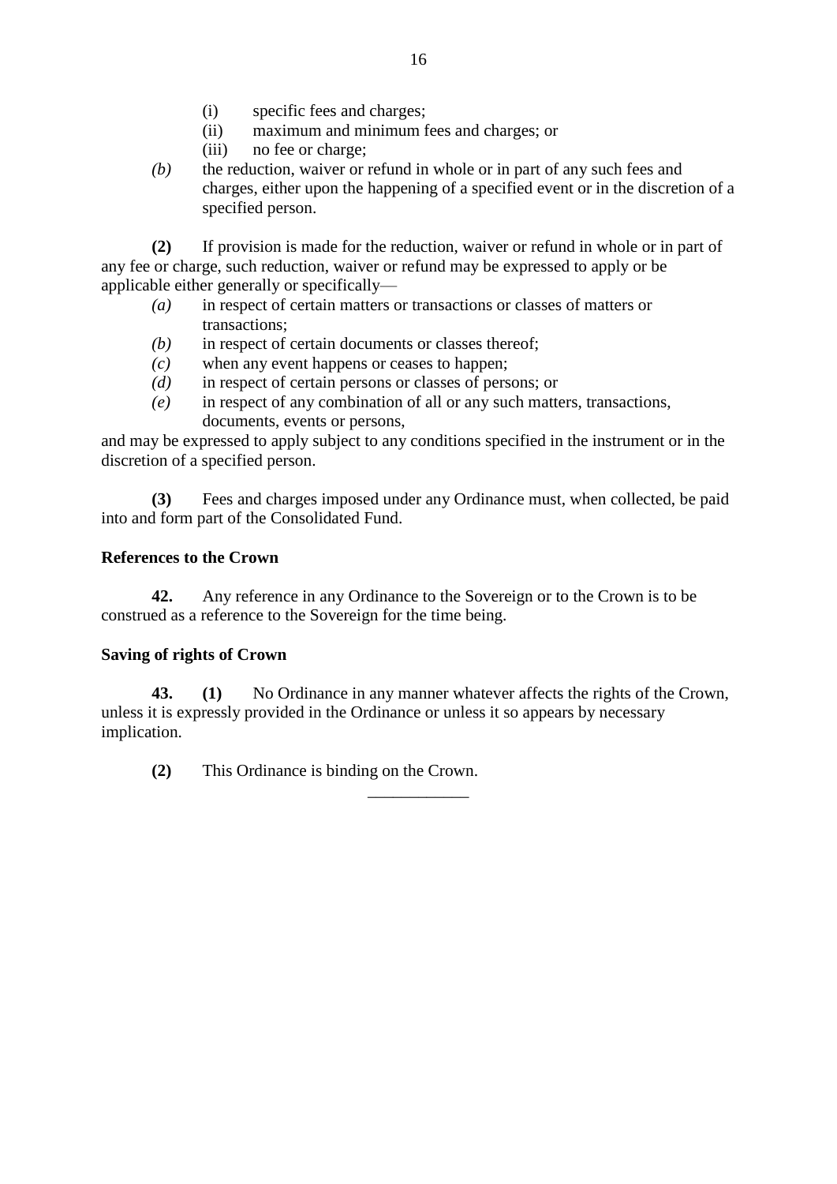(i) specific fees and charges;
(ii) maximum and minimum fees and charges; or
(iii) no fee or charge;

*(b)* the reduction, waiver or refund in whole or in part of any such fees and charges, either upon the happening of a specified event or in the discretion of a specified person.

**(2)** If provision is made for the reduction, waiver or refund in whole or in part of any fee or charge, such reduction, waiver or refund may be expressed to apply or be applicable either generally or specifically—

*(a)* in respect of certain matters or transactions or classes of matters or transactions;
*(b)* in respect of certain documents or classes thereof;
*(c)* when any event happens or ceases to happen;
*(d)* in respect of certain persons or classes of persons; or
*(e)* in respect of any combination of all or any such matters, transactions, documents, events or persons,

and may be expressed to apply subject to any conditions specified in the instrument or in the discretion of a specified person.

**(3)** Fees and charges imposed under any Ordinance must, when collected, be paid into and form part of the Consolidated Fund.

**References to the Crown**

**42.** Any reference in any Ordinance to the Sovereign or to the Crown is to be construed as a reference to the Sovereign for the time being.

**Saving of rights of Crown**

**43.** **(1)** No Ordinance in any manner whatever affects the rights of the Crown, unless it is expressly provided in the Ordinance or unless it so appears by necessary implication.

**(2)** This Ordinance is binding on the Crown.

\_\_\_\_\_\_\_\_\_\_\_\_